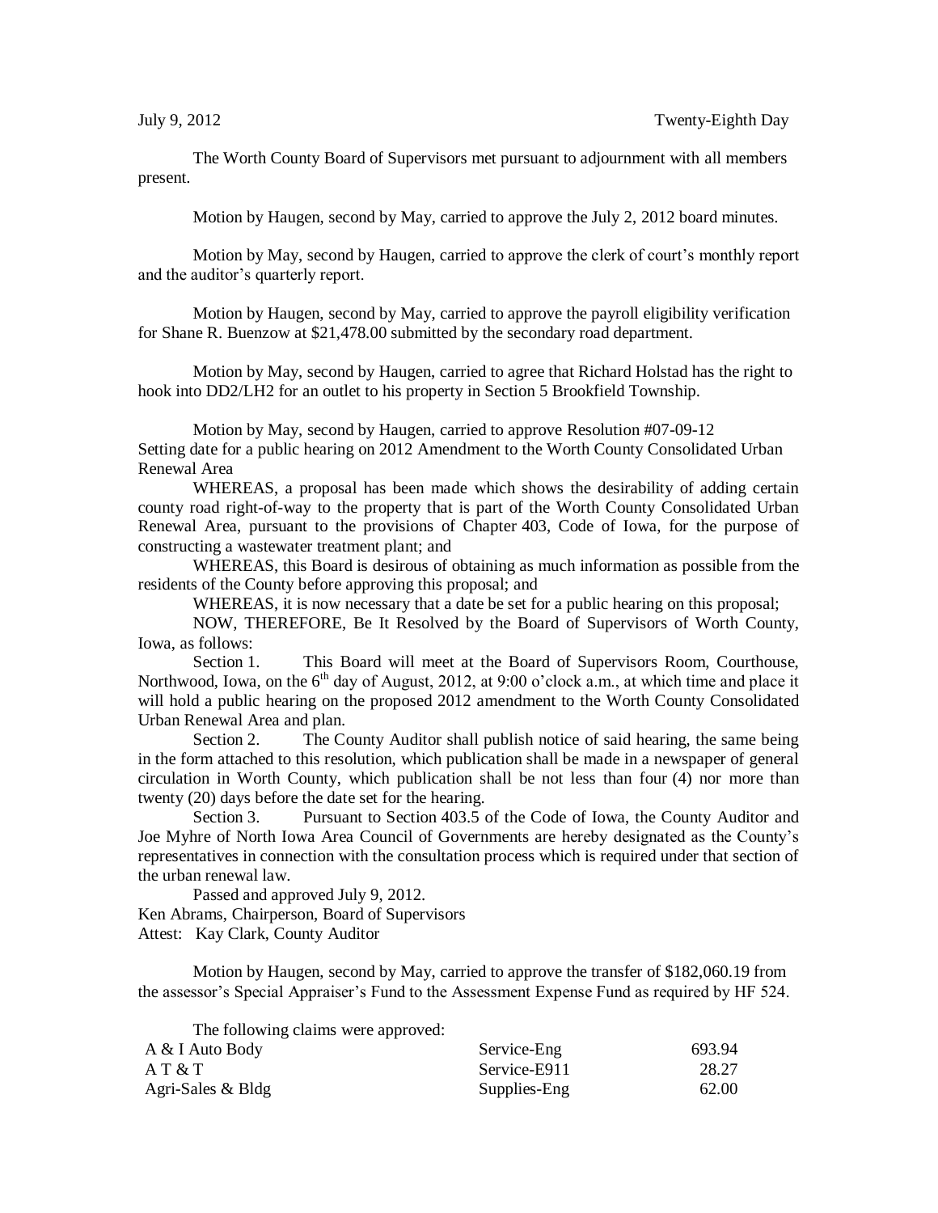July 9, 2012 Twenty-Eighth Day

The Worth County Board of Supervisors met pursuant to adjournment with all members present.

Motion by Haugen, second by May, carried to approve the July 2, 2012 board minutes.

Motion by May, second by Haugen, carried to approve the clerk of court's monthly report and the auditor's quarterly report.

Motion by Haugen, second by May, carried to approve the payroll eligibility verification for Shane R. Buenzow at $21,478.00 submitted by the secondary road department.

Motion by May, second by Haugen, carried to agree that Richard Holstad has the right to hook into DD2/LH2 for an outlet to his property in Section 5 Brookfield Township.

Motion by May, second by Haugen, carried to approve Resolution #07-09-12
Setting date for a public hearing on 2012 Amendment to the Worth County Consolidated Urban Renewal Area

WHEREAS, a proposal has been made which shows the desirability of adding certain county road right-of-way to the property that is part of the Worth County Consolidated Urban Renewal Area, pursuant to the provisions of Chapter 403, Code of Iowa, for the purpose of constructing a wastewater treatment plant; and

WHEREAS, this Board is desirous of obtaining as much information as possible from the residents of the County before approving this proposal; and

WHEREAS, it is now necessary that a date be set for a public hearing on this proposal;

NOW, THEREFORE, Be It Resolved by the Board of Supervisors of Worth County, Iowa, as follows:

Section 1. This Board will meet at the Board of Supervisors Room, Courthouse, Northwood, Iowa, on the 6th day of August, 2012, at 9:00 o'clock a.m., at which time and place it will hold a public hearing on the proposed 2012 amendment to the Worth County Consolidated Urban Renewal Area and plan.

Section 2. The County Auditor shall publish notice of said hearing, the same being in the form attached to this resolution, which publication shall be made in a newspaper of general circulation in Worth County, which publication shall be not less than four (4) nor more than twenty (20) days before the date set for the hearing.

Section 3. Pursuant to Section 403.5 of the Code of Iowa, the County Auditor and Joe Myhre of North Iowa Area Council of Governments are hereby designated as the County's representatives in connection with the consultation process which is required under that section of the urban renewal law.

Passed and approved July 9, 2012.
Ken Abrams, Chairperson, Board of Supervisors
Attest: Kay Clark, County Auditor

Motion by Haugen, second by May, carried to approve the transfer of $182,060.19 from the assessor's Special Appraiser's Fund to the Assessment Expense Fund as required by HF 524.

The following claims were approved:

| | | |
|---|---|---|
| A & I Auto Body | Service-Eng | 693.94 |
| A T & T | Service-E911 | 28.27 |
| Agri-Sales & Bldg | Supplies-Eng | 62.00 |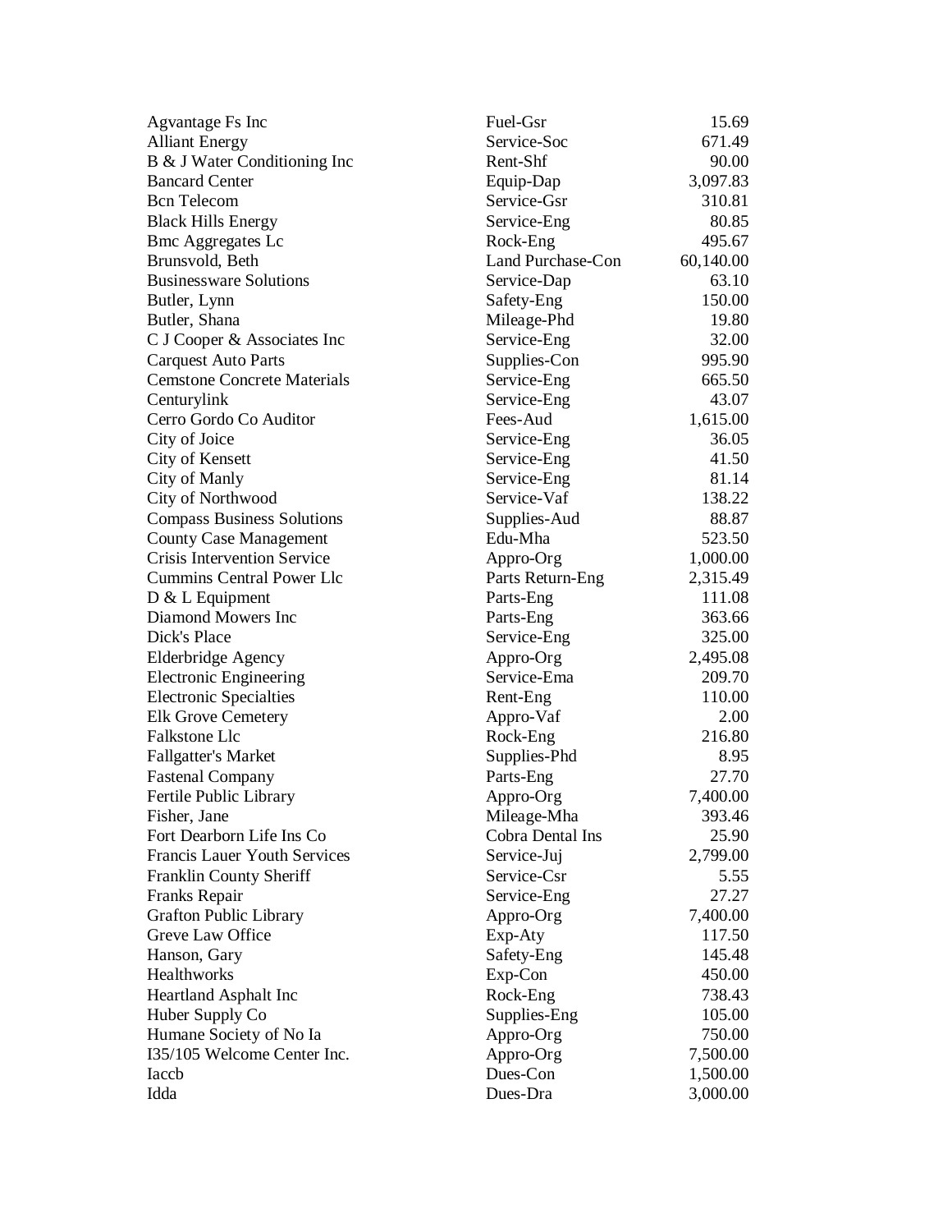| | | |
|---|---|---|
| Agvantage Fs Inc | Fuel-Gsr | 15.69 |
| Alliant Energy | Service-Soc | 671.49 |
| B & J Water Conditioning Inc | Rent-Shf | 90.00 |
| Bancard Center | Equip-Dap | 3,097.83 |
| Bcn Telecom | Service-Gsr | 310.81 |
| Black Hills Energy | Service-Eng | 80.85 |
| Bmc Aggregates Lc | Rock-Eng | 495.67 |
| Brunsvold, Beth | Land Purchase-Con | 60,140.00 |
| Businessware Solutions | Service-Dap | 63.10 |
| Butler, Lynn | Safety-Eng | 150.00 |
| Butler, Shana | Mileage-Phd | 19.80 |
| C J Cooper & Associates Inc | Service-Eng | 32.00 |
| Carquest Auto Parts | Supplies-Con | 995.90 |
| Cemstone Concrete Materials | Service-Eng | 665.50 |
| Centurylink | Service-Eng | 43.07 |
| Cerro Gordo Co Auditor | Fees-Aud | 1,615.00 |
| City of Joice | Service-Eng | 36.05 |
| City of Kensett | Service-Eng | 41.50 |
| City of Manly | Service-Eng | 81.14 |
| City of Northwood | Service-Vaf | 138.22 |
| Compass Business Solutions | Supplies-Aud | 88.87 |
| County Case Management | Edu-Mha | 523.50 |
| Crisis Intervention Service | Appro-Org | 1,000.00 |
| Cummins Central Power Llc | Parts Return-Eng | 2,315.49 |
| D & L Equipment | Parts-Eng | 111.08 |
| Diamond Mowers Inc | Parts-Eng | 363.66 |
| Dick's Place | Service-Eng | 325.00 |
| Elderbridge Agency | Appro-Org | 2,495.08 |
| Electronic Engineering | Service-Ema | 209.70 |
| Electronic Specialties | Rent-Eng | 110.00 |
| Elk Grove Cemetery | Appro-Vaf | 2.00 |
| Falkstone Llc | Rock-Eng | 216.80 |
| Fallgatter's Market | Supplies-Phd | 8.95 |
| Fastenal Company | Parts-Eng | 27.70 |
| Fertile Public Library | Appro-Org | 7,400.00 |
| Fisher, Jane | Mileage-Mha | 393.46 |
| Fort Dearborn Life Ins Co | Cobra Dental Ins | 25.90 |
| Francis Lauer Youth Services | Service-Juj | 2,799.00 |
| Franklin County Sheriff | Service-Csr | 5.55 |
| Franks Repair | Service-Eng | 27.27 |
| Grafton Public Library | Appro-Org | 7,400.00 |
| Greve Law Office | Exp-Aty | 117.50 |
| Hanson, Gary | Safety-Eng | 145.48 |
| Healthworks | Exp-Con | 450.00 |
| Heartland Asphalt Inc | Rock-Eng | 738.43 |
| Huber Supply Co | Supplies-Eng | 105.00 |
| Humane Society of No Ia | Appro-Org | 750.00 |
| I35/105 Welcome Center Inc. | Appro-Org | 7,500.00 |
| Iaccb | Dues-Con | 1,500.00 |
| Idda | Dues-Dra | 3,000.00 |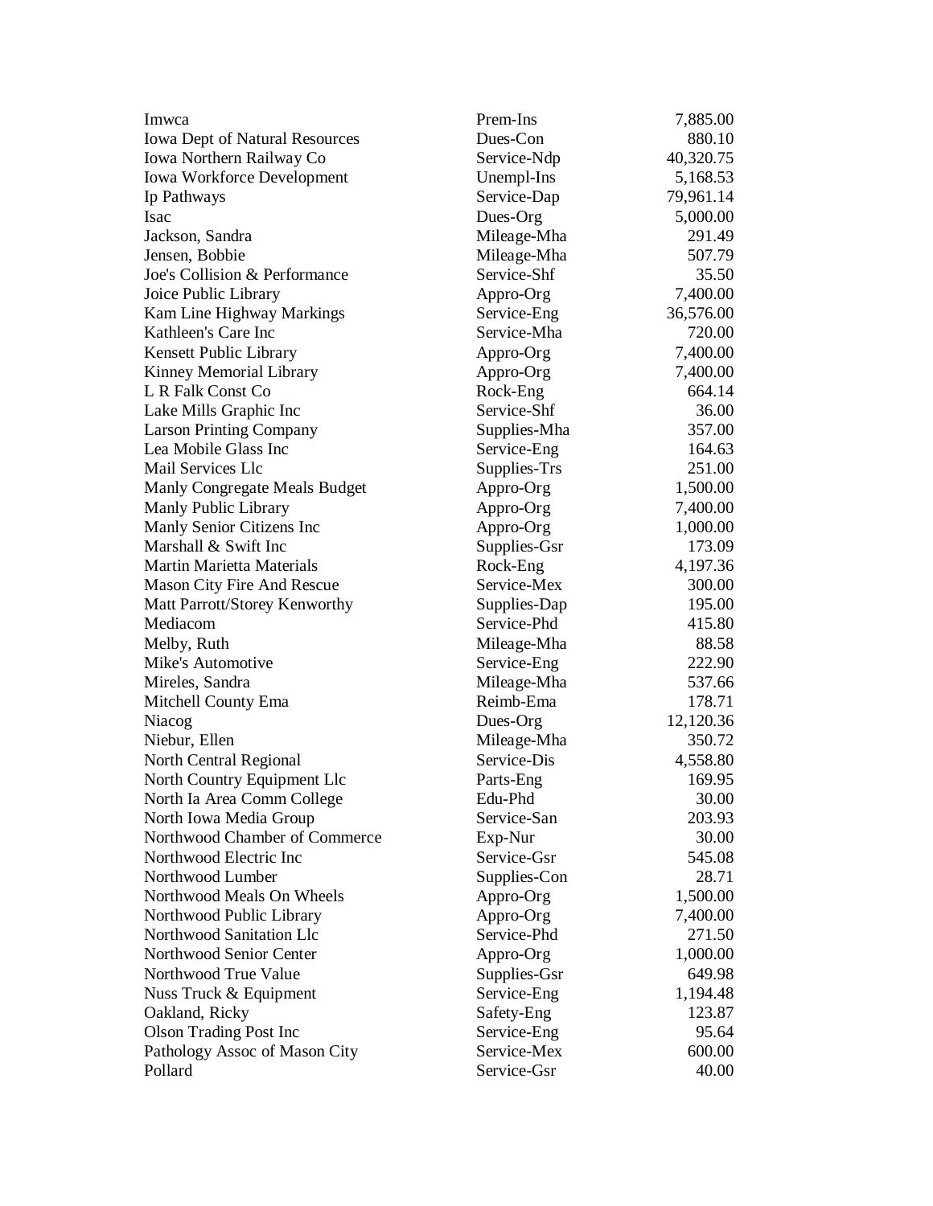| | | |
|---|---|---|
| Imwca | Prem-Ins | 7,885.00 |
| Iowa Dept of Natural Resources | Dues-Con | 880.10 |
| Iowa Northern Railway Co | Service-Ndp | 40,320.75 |
| Iowa Workforce Development | Unempl-Ins | 5,168.53 |
| Ip Pathways | Service-Dap | 79,961.14 |
| Isac | Dues-Org | 5,000.00 |
| Jackson, Sandra | Mileage-Mha | 291.49 |
| Jensen, Bobbie | Mileage-Mha | 507.79 |
| Joe's Collision & Performance | Service-Shf | 35.50 |
| Joice Public Library | Appro-Org | 7,400.00 |
| Kam Line Highway Markings | Service-Eng | 36,576.00 |
| Kathleen's Care Inc | Service-Mha | 720.00 |
| Kensett Public Library | Appro-Org | 7,400.00 |
| Kinney Memorial Library | Appro-Org | 7,400.00 |
| L R Falk Const Co | Rock-Eng | 664.14 |
| Lake Mills Graphic Inc | Service-Shf | 36.00 |
| Larson Printing Company | Supplies-Mha | 357.00 |
| Lea Mobile Glass Inc | Service-Eng | 164.63 |
| Mail Services Llc | Supplies-Trs | 251.00 |
| Manly Congregate Meals Budget | Appro-Org | 1,500.00 |
| Manly Public Library | Appro-Org | 7,400.00 |
| Manly Senior Citizens Inc | Appro-Org | 1,000.00 |
| Marshall & Swift Inc | Supplies-Gsr | 173.09 |
| Martin Marietta Materials | Rock-Eng | 4,197.36 |
| Mason City Fire And Rescue | Service-Mex | 300.00 |
| Matt Parrott/Storey Kenworthy | Supplies-Dap | 195.00 |
| Mediacom | Service-Phd | 415.80 |
| Melby, Ruth | Mileage-Mha | 88.58 |
| Mike's Automotive | Service-Eng | 222.90 |
| Mireles, Sandra | Mileage-Mha | 537.66 |
| Mitchell County Ema | Reimb-Ema | 178.71 |
| Niacog | Dues-Org | 12,120.36 |
| Niebur, Ellen | Mileage-Mha | 350.72 |
| North Central Regional | Service-Dis | 4,558.80 |
| North Country Equipment Llc | Parts-Eng | 169.95 |
| North Ia Area Comm College | Edu-Phd | 30.00 |
| North Iowa Media Group | Service-San | 203.93 |
| Northwood Chamber of Commerce | Exp-Nur | 30.00 |
| Northwood Electric Inc | Service-Gsr | 545.08 |
| Northwood Lumber | Supplies-Con | 28.71 |
| Northwood Meals On Wheels | Appro-Org | 1,500.00 |
| Northwood Public Library | Appro-Org | 7,400.00 |
| Northwood Sanitation Llc | Service-Phd | 271.50 |
| Northwood Senior Center | Appro-Org | 1,000.00 |
| Northwood True Value | Supplies-Gsr | 649.98 |
| Nuss Truck & Equipment | Service-Eng | 1,194.48 |
| Oakland, Ricky | Safety-Eng | 123.87 |
| Olson Trading Post Inc | Service-Eng | 95.64 |
| Pathology Assoc of Mason City | Service-Mex | 600.00 |
| Pollard | Service-Gsr | 40.00 |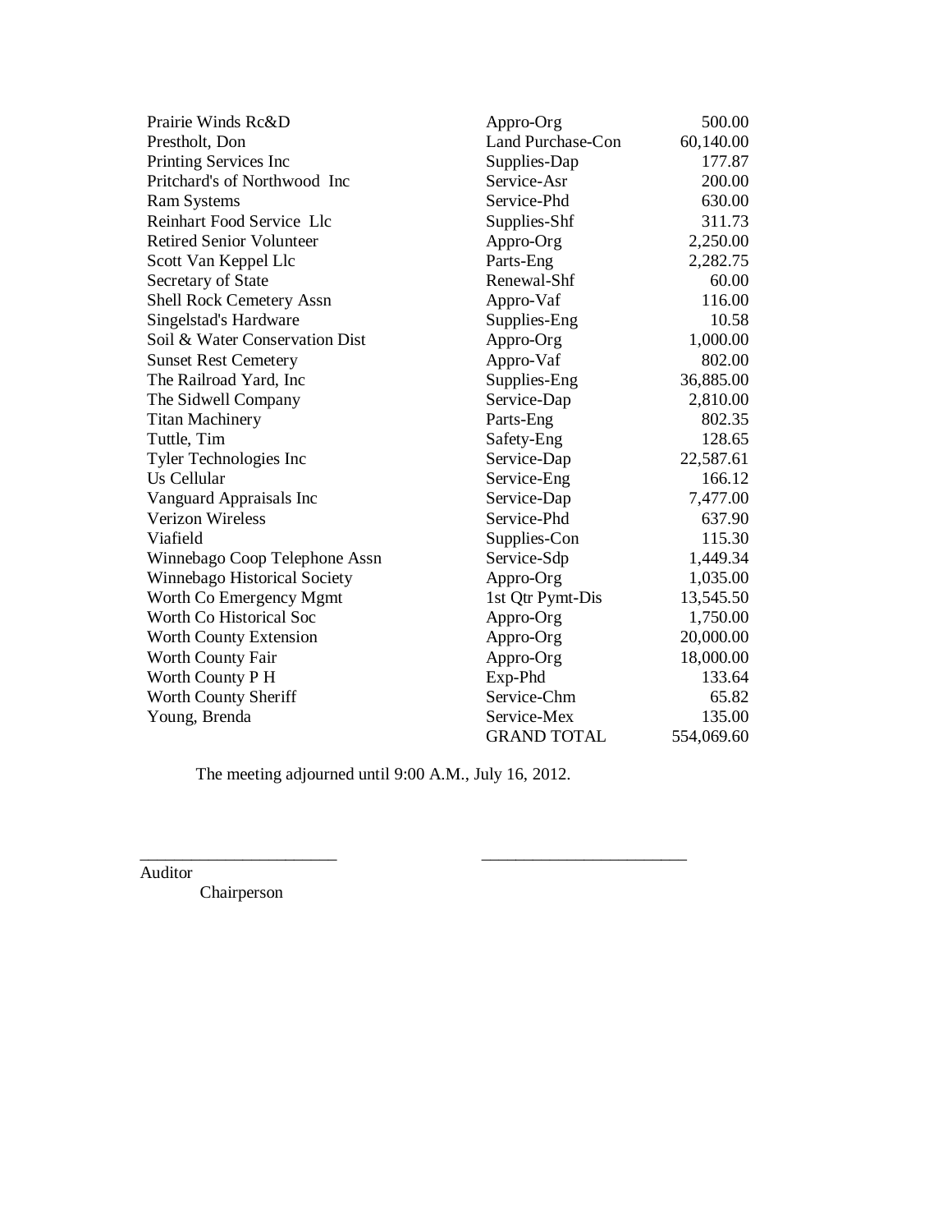| | | |
|---|---|---|
| Prairie Winds Rc&D | Appro-Org | 500.00 |
| Prestholt, Don | Land Purchase-Con | 60,140.00 |
| Printing Services Inc | Supplies-Dap | 177.87 |
| Pritchard's of Northwood Inc | Service-Asr | 200.00 |
| Ram Systems | Service-Phd | 630.00 |
| Reinhart Food Service Llc | Supplies-Shf | 311.73 |
| Retired Senior Volunteer | Appro-Org | 2,250.00 |
| Scott Van Keppel Llc | Parts-Eng | 2,282.75 |
| Secretary of State | Renewal-Shf | 60.00 |
| Shell Rock Cemetery Assn | Appro-Vaf | 116.00 |
| Singelstad's Hardware | Supplies-Eng | 10.58 |
| Soil & Water Conservation Dist | Appro-Org | 1,000.00 |
| Sunset Rest Cemetery | Appro-Vaf | 802.00 |
| The Railroad Yard, Inc | Supplies-Eng | 36,885.00 |
| The Sidwell Company | Service-Dap | 2,810.00 |
| Titan Machinery | Parts-Eng | 802.35 |
| Tuttle, Tim | Safety-Eng | 128.65 |
| Tyler Technologies Inc | Service-Dap | 22,587.61 |
| Us Cellular | Service-Eng | 166.12 |
| Vanguard Appraisals Inc | Service-Dap | 7,477.00 |
| Verizon Wireless | Service-Phd | 637.90 |
| Viafield | Supplies-Con | 115.30 |
| Winnebago Coop Telephone Assn | Service-Sdp | 1,449.34 |
| Winnebago Historical Society | Appro-Org | 1,035.00 |
| Worth Co Emergency Mgmt | 1st Qtr Pymt-Dis | 13,545.50 |
| Worth Co Historical Soc | Appro-Org | 1,750.00 |
| Worth County Extension | Appro-Org | 20,000.00 |
| Worth County Fair | Appro-Org | 18,000.00 |
| Worth County P H | Exp-Phd | 133.64 |
| Worth County Sheriff | Service-Chm | 65.82 |
| Young, Brenda | Service-Mex | 135.00 |
| | GRAND TOTAL | 554,069.60 |

The meeting adjourned until 9:00 A.M., July 16, 2012.

_______________________ _______________________

Auditor

Chairperson